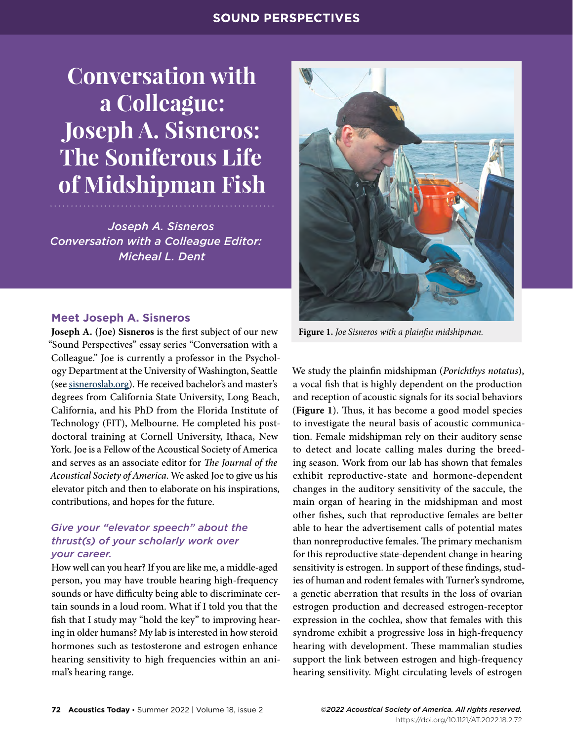# Conversation with a Colleague: Joseph A. Sisneros: The Soniferous Life of Midshipman Fish

*Joseph A. Sisneros*
*Conversation with a Colleague Editor: Micheal L. Dent*

Figure 1. *Joe Sisneros with a plainfin midshipman.*

## Meet Joseph A. Sisneros

**Joseph A. (Joe) Sisneros** is the first subject of our new "Sound Perspectives" essay series "Conversation with a Colleague." Joe is currently a professor in the Psychology Department at the University of Washington, Seattle (see sisneroslab.org). He received bachelor's and master's degrees from California State University, Long Beach, California, and his PhD from the Florida Institute of Technology (FIT), Melbourne. He completed his postdoctoral training at Cornell University, Ithaca, New York. Joe is a Fellow of the Acoustical Society of America and serves as an associate editor for *The Journal of the Acoustical Society of America*. We asked Joe to give us his elevator pitch and then to elaborate on his inspirations, contributions, and hopes for the future.

### *Give your "elevator speech" about the thrust(s) of your scholarly work over your career.*

How well can you hear? If you are like me, a middle-aged person, you may have trouble hearing high-frequency sounds or have difficulty being able to discriminate certain sounds in a loud room. What if I told you that the fish that I study may "hold the key" to improving hearing in older humans? My lab is interested in how steroid hormones such as testosterone and estrogen enhance hearing sensitivity to high frequencies within an animal's hearing range.

We study the plainfin midshipman (*Porichthys notatus*), a vocal fish that is highly dependent on the production and reception of acoustic signals for its social behaviors (**Figure 1**). Thus, it has become a good model species to investigate the neural basis of acoustic communication. Female midshipman rely on their auditory sense to detect and locate calling males during the breeding season. Work from our lab has shown that females exhibit reproductive-state and hormone-dependent changes in the auditory sensitivity of the saccule, the main organ of hearing in the midshipman and most other fishes, such that reproductive females are better able to hear the advertisement calls of potential mates than nonreproductive females. The primary mechanism for this reproductive state-dependent change in hearing sensitivity is estrogen. In support of these findings, studies of human and rodent females with Turner's syndrome, a genetic aberration that results in the loss of ovarian estrogen production and decreased estrogen-receptor expression in the cochlea, show that females with this syndrome exhibit a progressive loss in high-frequency hearing with development. These mammalian studies support the link between estrogen and high-frequency hearing sensitivity. Might circulating levels of estrogen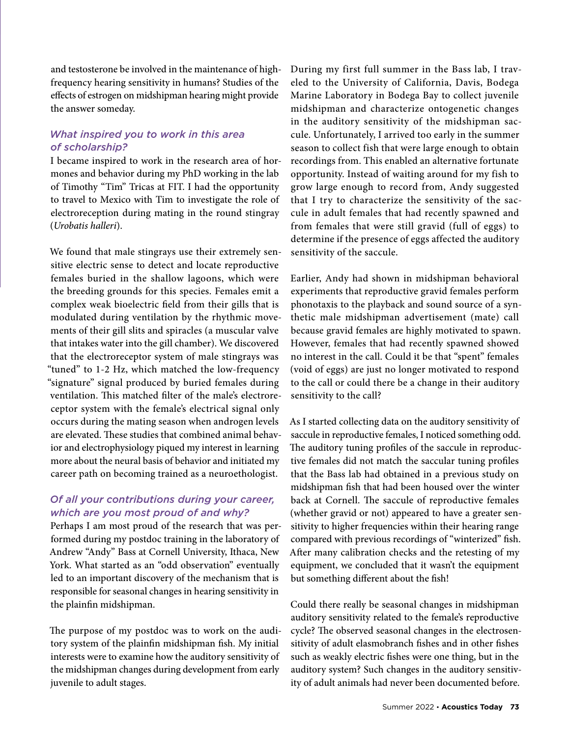and testosterone be involved in the maintenance of high-frequency hearing sensitivity in humans? Studies of the effects of estrogen on midshipman hearing might provide the answer someday.

### *What inspired you to work in this area of scholarship?*

I became inspired to work in the research area of hormones and behavior during my PhD working in the lab of Timothy "Tim" Tricas at FIT. I had the opportunity to travel to Mexico with Tim to investigate the role of electroreception during mating in the round stingray (*Urobatis halleri*).

We found that male stingrays use their extremely sensitive electric sense to detect and locate reproductive females buried in the shallow lagoons, which were the breeding grounds for this species. Females emit a complex weak bioelectric field from their gills that is modulated during ventilation by the rhythmic movements of their gill slits and spiracles (a muscular valve that intakes water into the gill chamber). We discovered that the electroreceptor system of male stingrays was "tuned" to 1-2 Hz, which matched the low-frequency "signature" signal produced by buried females during ventilation. This matched filter of the male's electroreceptor system with the female's electrical signal only occurs during the mating season when androgen levels are elevated. These studies that combined animal behavior and electrophysiology piqued my interest in learning more about the neural basis of behavior and initiated my career path on becoming trained as a neuroethologist.

### *Of all your contributions during your career, which are you most proud of and why?*

Perhaps I am most proud of the research that was performed during my postdoc training in the laboratory of Andrew "Andy" Bass at Cornell University, Ithaca, New York. What started as an "odd observation" eventually led to an important discovery of the mechanism that is responsible for seasonal changes in hearing sensitivity in the plainfin midshipman.

The purpose of my postdoc was to work on the auditory system of the plainfin midshipman fish. My initial interests were to examine how the auditory sensitivity of the midshipman changes during development from early juvenile to adult stages.

During my first full summer in the Bass lab, I traveled to the University of California, Davis, Bodega Marine Laboratory in Bodega Bay to collect juvenile midshipman and characterize ontogenetic changes in the auditory sensitivity of the midshipman saccule. Unfortunately, I arrived too early in the summer season to collect fish that were large enough to obtain recordings from. This enabled an alternative fortunate opportunity. Instead of waiting around for my fish to grow large enough to record from, Andy suggested that I try to characterize the sensitivity of the saccule in adult females that had recently spawned and from females that were still gravid (full of eggs) to determine if the presence of eggs affected the auditory sensitivity of the saccule.

Earlier, Andy had shown in midshipman behavioral experiments that reproductive gravid females perform phonotaxis to the playback and sound source of a synthetic male midshipman advertisement (mate) call because gravid females are highly motivated to spawn. However, females that had recently spawned showed no interest in the call. Could it be that "spent" females (void of eggs) are just no longer motivated to respond to the call or could there be a change in their auditory sensitivity to the call?

As I started collecting data on the auditory sensitivity of saccule in reproductive females, I noticed something odd. The auditory tuning profiles of the saccule in reproductive females did not match the saccular tuning profiles that the Bass lab had obtained in a previous study on midshipman fish that had been housed over the winter back at Cornell. The saccule of reproductive females (whether gravid or not) appeared to have a greater sensitivity to higher frequencies within their hearing range compared with previous recordings of "winterized" fish. After many calibration checks and the retesting of my equipment, we concluded that it wasn't the equipment but something different about the fish!

Could there really be seasonal changes in midshipman auditory sensitivity related to the female's reproductive cycle? The observed seasonal changes in the electrosensitivity of adult elasmobranch fishes and in other fishes such as weakly electric fishes were one thing, but in the auditory system? Such changes in the auditory sensitivity of adult animals had never been documented before.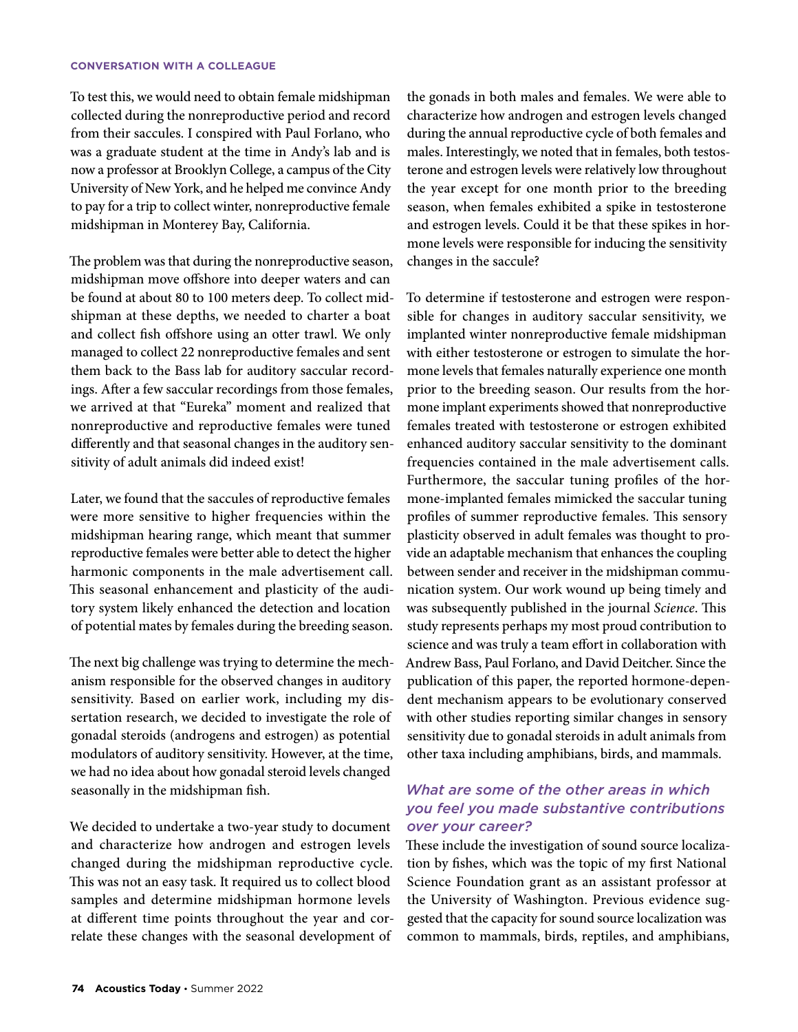To test this, we would need to obtain female midshipman collected during the nonreproductive period and record from their saccules. I conspired with Paul Forlano, who was a graduate student at the time in Andy's lab and is now a professor at Brooklyn College, a campus of the City University of New York, and he helped me convince Andy to pay for a trip to collect winter, nonreproductive female midshipman in Monterey Bay, California.

The problem was that during the nonreproductive season, midshipman move offshore into deeper waters and can be found at about 80 to 100 meters deep. To collect midshipman at these depths, we needed to charter a boat and collect fish offshore using an otter trawl. We only managed to collect 22 nonreproductive females and sent them back to the Bass lab for auditory saccular recordings. After a few saccular recordings from those females, we arrived at that "Eureka" moment and realized that nonreproductive and reproductive females were tuned differently and that seasonal changes in the auditory sensitivity of adult animals did indeed exist!

Later, we found that the saccules of reproductive females were more sensitive to higher frequencies within the midshipman hearing range, which meant that summer reproductive females were better able to detect the higher harmonic components in the male advertisement call. This seasonal enhancement and plasticity of the auditory system likely enhanced the detection and location of potential mates by females during the breeding season.

The next big challenge was trying to determine the mechanism responsible for the observed changes in auditory sensitivity. Based on earlier work, including my dissertation research, we decided to investigate the role of gonadal steroids (androgens and estrogen) as potential modulators of auditory sensitivity. However, at the time, we had no idea about how gonadal steroid levels changed seasonally in the midshipman fish.

We decided to undertake a two-year study to document and characterize how androgen and estrogen levels changed during the midshipman reproductive cycle. This was not an easy task. It required us to collect blood samples and determine midshipman hormone levels at different time points throughout the year and correlate these changes with the seasonal development of the gonads in both males and females. We were able to characterize how androgen and estrogen levels changed during the annual reproductive cycle of both females and males. Interestingly, we noted that in females, both testosterone and estrogen levels were relatively low throughout the year except for one month prior to the breeding season, when females exhibited a spike in testosterone and estrogen levels. Could it be that these spikes in hormone levels were responsible for inducing the sensitivity changes in the saccule?

To determine if testosterone and estrogen were responsible for changes in auditory saccular sensitivity, we implanted winter nonreproductive female midshipman with either testosterone or estrogen to simulate the hormone levels that females naturally experience one month prior to the breeding season. Our results from the hormone implant experiments showed that nonreproductive females treated with testosterone or estrogen exhibited enhanced auditory saccular sensitivity to the dominant frequencies contained in the male advertisement calls. Furthermore, the saccular tuning profiles of the hormone-implanted females mimicked the saccular tuning profiles of summer reproductive females. This sensory plasticity observed in adult females was thought to provide an adaptable mechanism that enhances the coupling between sender and receiver in the midshipman communication system. Our work wound up being timely and was subsequently published in the journal *Science*. This study represents perhaps my most proud contribution to science and was truly a team effort in collaboration with Andrew Bass, Paul Forlano, and David Deitcher. Since the publication of this paper, the reported hormone-dependent mechanism appears to be evolutionary conserved with other studies reporting similar changes in sensory sensitivity due to gonadal steroids in adult animals from other taxa including amphibians, birds, and mammals.

### *What are some of the other areas in which you feel you made substantive contributions over your career?*

These include the investigation of sound source localization by fishes, which was the topic of my first National Science Foundation grant as an assistant professor at the University of Washington. Previous evidence suggested that the capacity for sound source localization was common to mammals, birds, reptiles, and amphibians,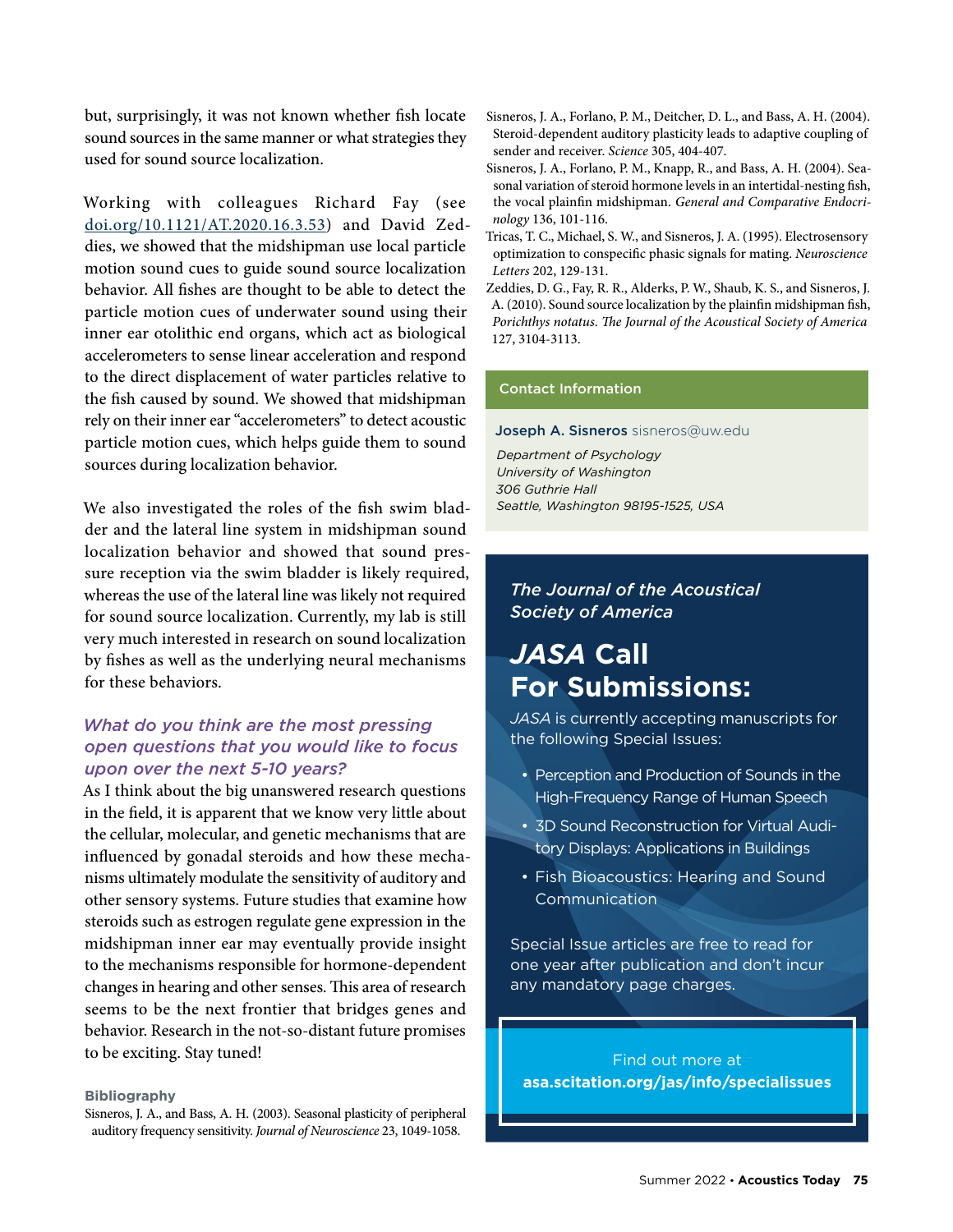but, surprisingly, it was not known whether fish locate sound sources in the same manner or what strategies they used for sound source localization.

Working with colleagues Richard Fay (see doi.org/10.1121/AT.2020.16.3.53) and David Zeddies, we showed that the midshipman use local particle motion sound cues to guide sound source localization behavior. All fishes are thought to be able to detect the particle motion cues of underwater sound using their inner ear otolithic end organs, which act as biological accelerometers to sense linear acceleration and respond to the direct displacement of water particles relative to the fish caused by sound. We showed that midshipman rely on their inner ear "accelerometers" to detect acoustic particle motion cues, which helps guide them to sound sources during localization behavior.

We also investigated the roles of the fish swim bladder and the lateral line system in midshipman sound localization behavior and showed that sound pressure reception via the swim bladder is likely required, whereas the use of the lateral line was likely not required for sound source localization. Currently, my lab is still very much interested in research on sound localization by fishes as well as the underlying neural mechanisms for these behaviors.

### *What do you think are the most pressing open questions that you would like to focus upon over the next 5-10 years?*

As I think about the big unanswered research questions in the field, it is apparent that we know very little about the cellular, molecular, and genetic mechanisms that are influenced by gonadal steroids and how these mechanisms ultimately modulate the sensitivity of auditory and other sensory systems. Future studies that examine how steroids such as estrogen regulate gene expression in the midshipman inner ear may eventually provide insight to the mechanisms responsible for hormone-dependent changes in hearing and other senses. This area of research seems to be the next frontier that bridges genes and behavior. Research in the not-so-distant future promises to be exciting. Stay tuned!

### Bibliography

Sisneros, J. A., and Bass, A. H. (2003). Seasonal plasticity of peripheral auditory frequency sensitivity. *Journal of Neuroscience* 23, 1049-1058.

Sisneros, J. A., Forlano, P. M., Deitcher, D. L., and Bass, A. H. (2004). Steroid-dependent auditory plasticity leads to adaptive coupling of sender and receiver. *Science* 305, 404-407.

Sisneros, J. A., Forlano, P. M., Knapp, R., and Bass, A. H. (2004). Seasonal variation of steroid hormone levels in an intertidal-nesting fish, the vocal plainfin midshipman. *General and Comparative Endocrinology* 136, 101-116.

Tricas, T. C., Michael, S. W., and Sisneros, J. A. (1995). Electrosensory optimization to conspecific phasic signals for mating. *Neuroscience Letters* 202, 129-131.

Zeddies, D. G., Fay, R. R., Alderks, P. W., Shaub, K. S., and Sisneros, J. A. (2010). Sound source localization by the plainfin midshipman fish, *Porichthys notatus*. *The Journal of the Acoustical Society of America* 127, 3104-3113.

### Contact Information

**Joseph A. Sisneros** sisneros@uw.edu

*Department of Psychology*
*University of Washington*
*306 Guthrie Hall*
*Seattle, Washington 98195-1525, USA*

---

*The Journal of the Acoustical Society of America*

## *JASA* Call For Submissions:

*JASA* is currently accepting manuscripts for the following Special Issues:

- Perception and Production of Sounds in the High-Frequency Range of Human Speech
- 3D Sound Reconstruction for Virtual Auditory Displays: Applications in Buildings
- Fish Bioacoustics: Hearing and Sound Communication

Special Issue articles are free to read for one year after publication and don't incur any mandatory page charges.

Find out more at
**asa.scitation.org/jas/info/specialissues**